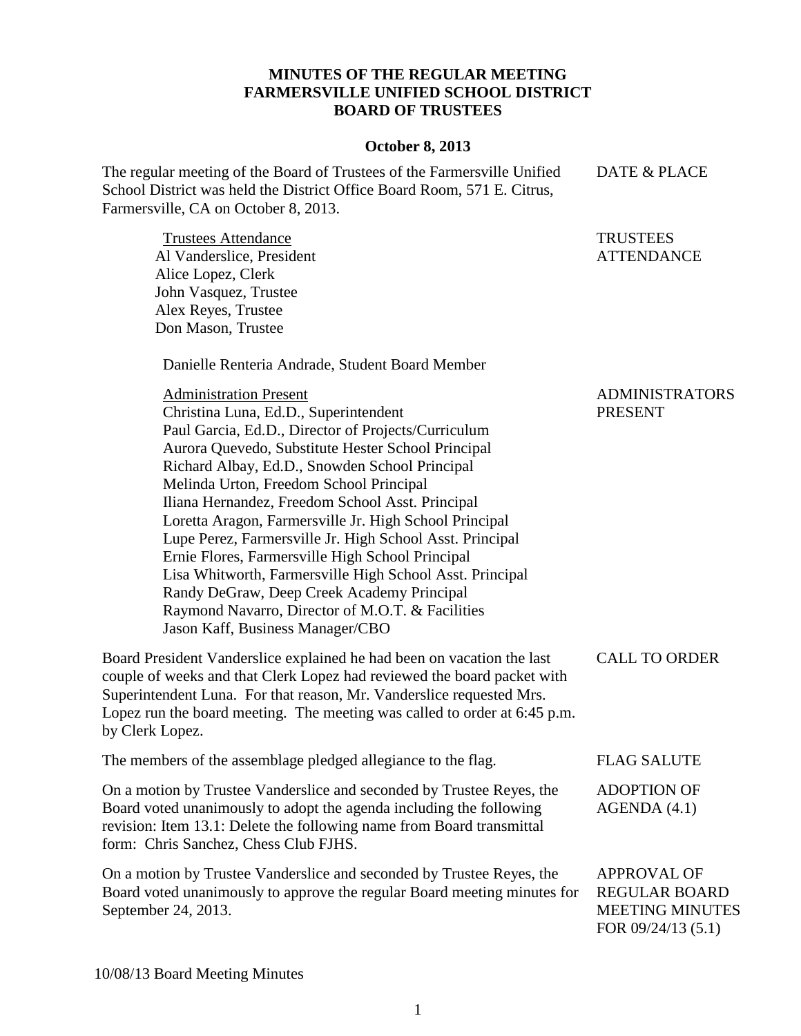# MINUTES OF THE REGULAR MEETING FARMERSVILLE UNIFIED SCHOOL DISTRICT BOARD OF TRUSTEES

**October 8, 2013**

**DATE & PLACE**

The regular meeting of the Board of Trustees of the Farmersville Unified School District was held the District Office Board Room, 571 E. Citrus, Farmersville, CA on October 8, 2013.

**TRUSTEES ATTENDANCE**

Trustees Attendance
Al Vanderslice, President
Alice Lopez, Clerk
John Vasquez, Trustee
Alex Reyes, Trustee
Don Mason, Trustee

Danielle Renteria Andrade, Student Board Member

**ADMINISTRATORS PRESENT**

Administration Present
Christina Luna, Ed.D., Superintendent
Paul Garcia, Ed.D., Director of Projects/Curriculum
Aurora Quevedo, Substitute Hester School Principal
Richard Albay, Ed.D., Snowden School Principal
Melinda Urton, Freedom School Principal
Iliana Hernandez, Freedom School Asst. Principal
Loretta Aragon, Farmersville Jr. High School Principal
Lupe Perez, Farmersville Jr. High School Asst. Principal
Ernie Flores, Farmersville High School Principal
Lisa Whitworth, Farmersville High School Asst. Principal
Randy DeGraw, Deep Creek Academy Principal
Raymond Navarro, Director of M.O.T. & Facilities
Jason Kaff, Business Manager/CBO

**CALL TO ORDER**

Board President Vanderslice explained he had been on vacation the last couple of weeks and that Clerk Lopez had reviewed the board packet with Superintendent Luna. For that reason, Mr. Vanderslice requested Mrs. Lopez run the board meeting. The meeting was called to order at 6:45 p.m. by Clerk Lopez.

**FLAG SALUTE**

The members of the assemblage pledged allegiance to the flag.

**ADOPTION OF AGENDA (4.1)**

On a motion by Trustee Vanderslice and seconded by Trustee Reyes, the Board voted unanimously to adopt the agenda including the following revision: Item 13.1: Delete the following name from Board transmittal form: Chris Sanchez, Chess Club FJHS.

**APPROVAL OF REGULAR BOARD MEETING MINUTES FOR 09/24/13 (5.1)**

On a motion by Trustee Vanderslice and seconded by Trustee Reyes, the Board voted unanimously to approve the regular Board meeting minutes for September 24, 2013.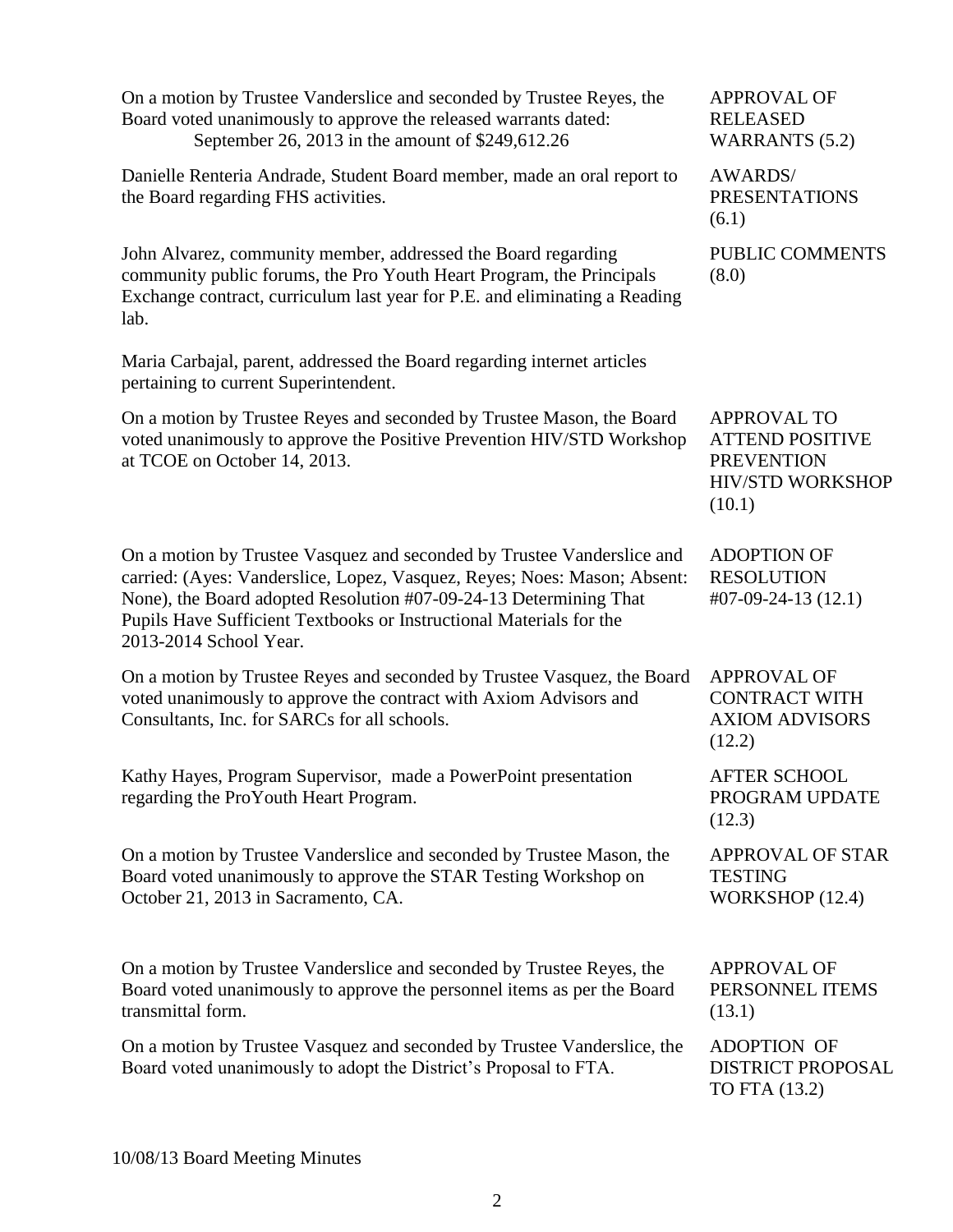| | |
|---|---|
| On a motion by Trustee Vanderslice and seconded by Trustee Reyes, the Board voted unanimously to approve the released warrants dated: September 26, 2013 in the amount of $249,612.26 | APPROVAL OF RELEASED WARRANTS (5.2) |
| Danielle Renteria Andrade, Student Board member, made an oral report to the Board regarding FHS activities. | AWARDS/ PRESENTATIONS (6.1) |
| John Alvarez, community member, addressed the Board regarding community public forums, the Pro Youth Heart Program, the Principals Exchange contract, curriculum last year for P.E. and eliminating a Reading lab. | PUBLIC COMMENTS (8.0) |
| Maria Carbajal, parent, addressed the Board regarding internet articles pertaining to current Superintendent. | |
| On a motion by Trustee Reyes and seconded by Trustee Mason, the Board voted unanimously to approve the Positive Prevention HIV/STD Workshop at TCOE on October 14, 2013. | APPROVAL TO ATTEND POSITIVE PREVENTION HIV/STD WORKSHOP (10.1) |
| On a motion by Trustee Vasquez and seconded by Trustee Vanderslice and carried: (Ayes: Vanderslice, Lopez, Vasquez, Reyes; Noes: Mason; Absent: None), the Board adopted Resolution #07-09-24-13 Determining That Pupils Have Sufficient Textbooks or Instructional Materials for the 2013-2014 School Year. | ADOPTION OF RESOLUTION #07-09-24-13 (12.1) |
| On a motion by Trustee Reyes and seconded by Trustee Vasquez, the Board voted unanimously to approve the contract with Axiom Advisors and Consultants, Inc. for SARCs for all schools. | APPROVAL OF CONTRACT WITH AXIOM ADVISORS (12.2) |
| Kathy Hayes, Program Supervisor, made a PowerPoint presentation regarding the ProYouth Heart Program. | AFTER SCHOOL PROGRAM UPDATE (12.3) |
| On a motion by Trustee Vanderslice and seconded by Trustee Mason, the Board voted unanimously to approve the STAR Testing Workshop on October 21, 2013 in Sacramento, CA. | APPROVAL OF STAR TESTING WORKSHOP (12.4) |
| On a motion by Trustee Vanderslice and seconded by Trustee Reyes, the Board voted unanimously to approve the personnel items as per the Board transmittal form. | APPROVAL OF PERSONNEL ITEMS (13.1) |
| On a motion by Trustee Vasquez and seconded by Trustee Vanderslice, the Board voted unanimously to adopt the District's Proposal to FTA. | ADOPTION OF DISTRICT PROPOSAL TO FTA (13.2) |

10/08/13 Board Meeting Minutes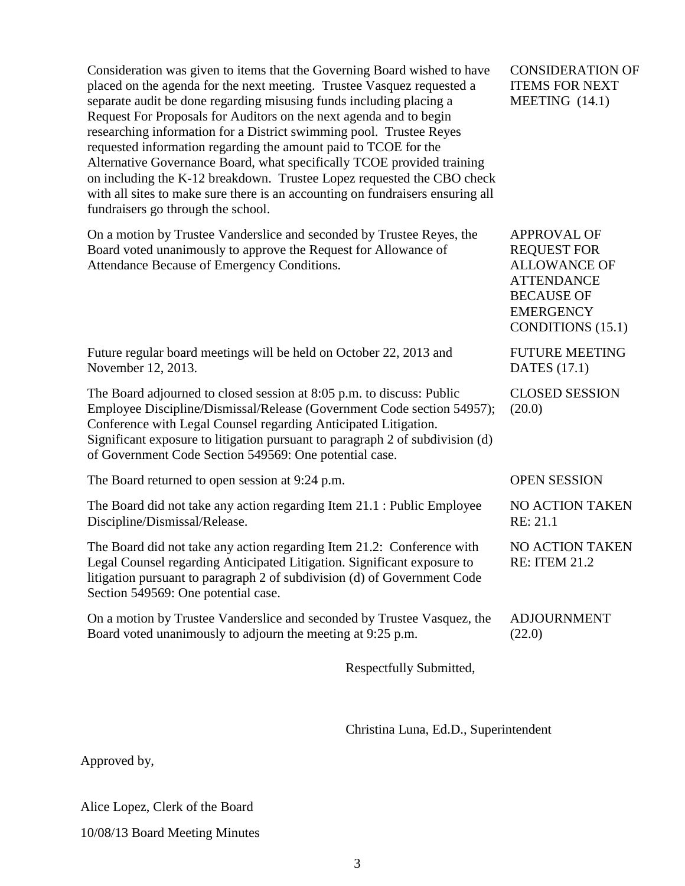Consideration was given to items that the Governing Board wished to have placed on the agenda for the next meeting. Trustee Vasquez requested a separate audit be done regarding misusing funds including placing a Request For Proposals for Auditors on the next agenda and to begin researching information for a District swimming pool. Trustee Reyes requested information regarding the amount paid to TCOE for the Alternative Governance Board, what specifically TCOE provided training on including the K-12 breakdown. Trustee Lopez requested the CBO check with all sites to make sure there is an accounting on fundraisers ensuring all fundraisers go through the school.

CONSIDERATION OF ITEMS FOR NEXT MEETING (14.1)

On a motion by Trustee Vanderslice and seconded by Trustee Reyes, the Board voted unanimously to approve the Request for Allowance of Attendance Because of Emergency Conditions.

APPROVAL OF REQUEST FOR ALLOWANCE OF ATTENDANCE BECAUSE OF EMERGENCY CONDITIONS (15.1)

Future regular board meetings will be held on October 22, 2013 and November 12, 2013.

FUTURE MEETING DATES (17.1)

The Board adjourned to closed session at 8:05 p.m. to discuss: Public Employee Discipline/Dismissal/Release (Government Code section 54957); Conference with Legal Counsel regarding Anticipated Litigation. Significant exposure to litigation pursuant to paragraph 2 of subdivision (d) of Government Code Section 549569: One potential case.

CLOSED SESSION (20.0)

The Board returned to open session at 9:24 p.m.

OPEN SESSION

The Board did not take any action regarding Item 21.1 : Public Employee Discipline/Dismissal/Release.

NO ACTION TAKEN RE: 21.1

The Board did not take any action regarding Item 21.2: Conference with Legal Counsel regarding Anticipated Litigation. Significant exposure to litigation pursuant to paragraph 2 of subdivision (d) of Government Code Section 549569: One potential case.

NO ACTION TAKEN RE: ITEM 21.2

On a motion by Trustee Vanderslice and seconded by Trustee Vasquez, the Board voted unanimously to adjourn the meeting at 9:25 p.m.

ADJOURNMENT (22.0)

Respectfully Submitted,

Christina Luna, Ed.D., Superintendent

Approved by,

Alice Lopez, Clerk of the Board

10/08/13 Board Meeting Minutes